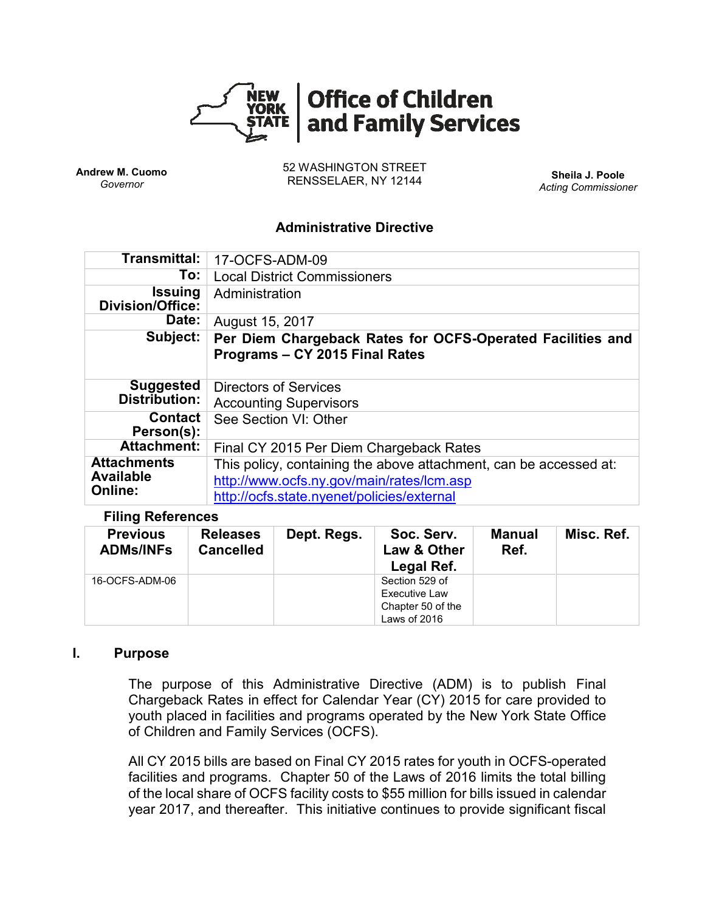**Office of Children and Family Services**

**Andrew M. Cuomo**
*Governor*

52 WASHINGTON STREET
RENSSELAER, NY 12144

**Sheila J. Poole**
*Acting Commissioner*

## Administrative Directive

| | |
|---|---|
| **Transmittal:** | 17-OCFS-ADM-09 |
| **To:** | Local District Commissioners |
| **Issuing Division/Office:** | Administration |
| **Date:** | August 15, 2017 |
| **Subject:** | **Per Diem Chargeback Rates for OCFS-Operated Facilities and Programs – CY 2015 Final Rates** |
| **Suggested Distribution:** | Directors of Services<br>Accounting Supervisors |
| **Contact Person(s):** | See Section VI: Other |
| **Attachment:** | Final CY 2015 Per Diem Chargeback Rates |
| **Attachments Available Online:** | This policy, containing the above attachment, can be accessed at:<br>http://www.ocfs.ny.gov/main/rates/lcm.asp<br>http://ocfs.state.nyenet/policies/external |

**Filing References**

| Previous ADMs/INFs | Releases Cancelled | Dept. Regs. | Soc. Serv. Law & Other Legal Ref. | Manual Ref. | Misc. Ref. |
|---|---|---|---|---|---|
| 16-OCFS-ADM-06 | | | Section 529 of Executive Law<br>Chapter 50 of the Laws of 2016 | | |

## I. Purpose

The purpose of this Administrative Directive (ADM) is to publish Final Chargeback Rates in effect for Calendar Year (CY) 2015 for care provided to youth placed in facilities and programs operated by the New York State Office of Children and Family Services (OCFS).

All CY 2015 bills are based on Final CY 2015 rates for youth in OCFS-operated facilities and programs. Chapter 50 of the Laws of 2016 limits the total billing of the local share of OCFS facility costs to $55 million for bills issued in calendar year 2017, and thereafter. This initiative continues to provide significant fiscal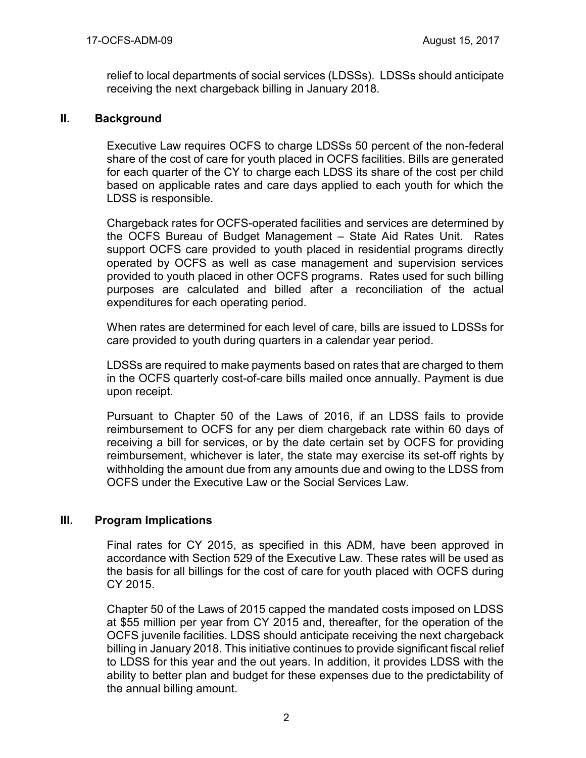relief to local departments of social services (LDSSs). LDSSs should anticipate receiving the next chargeback billing in January 2018.

## II. Background

Executive Law requires OCFS to charge LDSSs 50 percent of the non-federal share of the cost of care for youth placed in OCFS facilities. Bills are generated for each quarter of the CY to charge each LDSS its share of the cost per child based on applicable rates and care days applied to each youth for which the LDSS is responsible.

Chargeback rates for OCFS-operated facilities and services are determined by the OCFS Bureau of Budget Management – State Aid Rates Unit. Rates support OCFS care provided to youth placed in residential programs directly operated by OCFS as well as case management and supervision services provided to youth placed in other OCFS programs. Rates used for such billing purposes are calculated and billed after a reconciliation of the actual expenditures for each operating period.

When rates are determined for each level of care, bills are issued to LDSSs for care provided to youth during quarters in a calendar year period.

LDSSs are required to make payments based on rates that are charged to them in the OCFS quarterly cost-of-care bills mailed once annually. Payment is due upon receipt.

Pursuant to Chapter 50 of the Laws of 2016, if an LDSS fails to provide reimbursement to OCFS for any per diem chargeback rate within 60 days of receiving a bill for services, or by the date certain set by OCFS for providing reimbursement, whichever is later, the state may exercise its set-off rights by withholding the amount due from any amounts due and owing to the LDSS from OCFS under the Executive Law or the Social Services Law.

## III. Program Implications

Final rates for CY 2015, as specified in this ADM, have been approved in accordance with Section 529 of the Executive Law. These rates will be used as the basis for all billings for the cost of care for youth placed with OCFS during CY 2015.

Chapter 50 of the Laws of 2015 capped the mandated costs imposed on LDSS at $55 million per year from CY 2015 and, thereafter, for the operation of the OCFS juvenile facilities. LDSS should anticipate receiving the next chargeback billing in January 2018. This initiative continues to provide significant fiscal relief to LDSS for this year and the out years. In addition, it provides LDSS with the ability to better plan and budget for these expenses due to the predictability of the annual billing amount.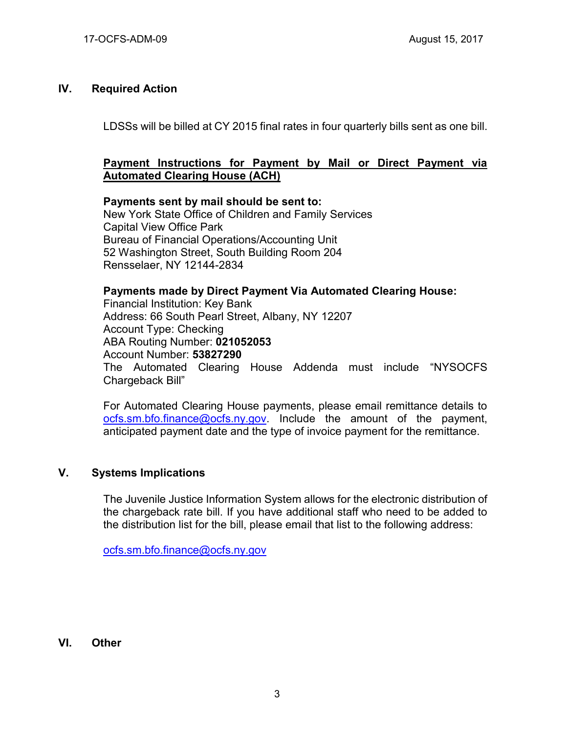## IV. Required Action

LDSSs will be billed at CY 2015 final rates in four quarterly bills sent as one bill.

**<u>Payment Instructions for Payment by Mail or Direct Payment via Automated Clearing House (ACH)</u>**

**Payments sent by mail should be sent to:**
New York State Office of Children and Family Services
Capital View Office Park
Bureau of Financial Operations/Accounting Unit
52 Washington Street, South Building Room 204
Rensselaer, NY 12144-2834

**Payments made by Direct Payment Via Automated Clearing House:**
Financial Institution: Key Bank
Address: 66 South Pearl Street, Albany, NY 12207
Account Type: Checking
ABA Routing Number: **021052053**
Account Number: **53827290**
The Automated Clearing House Addenda must include "NYSOCFS Chargeback Bill"

For Automated Clearing House payments, please email remittance details to [ocfs.sm.bfo.finance@ocfs.ny.gov](mailto:ocfs.sm.bfo.finance@ocfs.ny.gov). Include the amount of the payment, anticipated payment date and the type of invoice payment for the remittance.

## V. Systems Implications

The Juvenile Justice Information System allows for the electronic distribution of the chargeback rate bill. If you have additional staff who need to be added to the distribution list for the bill, please email that list to the following address:

[ocfs.sm.bfo.finance@ocfs.ny.gov](mailto:ocfs.sm.bfo.finance@ocfs.ny.gov)

## VI. Other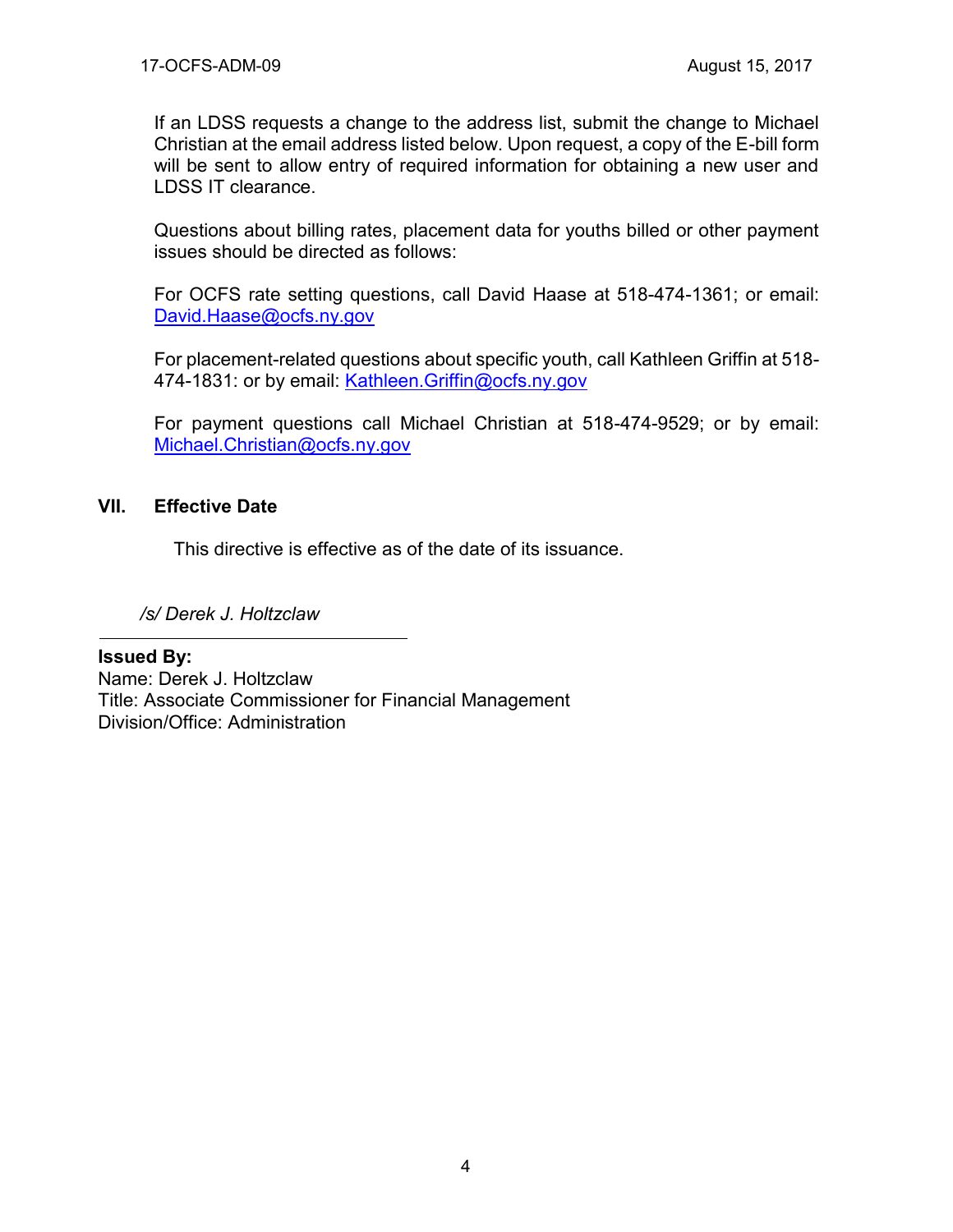If an LDSS requests a change to the address list, submit the change to Michael Christian at the email address listed below. Upon request, a copy of the E-bill form will be sent to allow entry of required information for obtaining a new user and LDSS IT clearance.

Questions about billing rates, placement data for youths billed or other payment issues should be directed as follows:

For OCFS rate setting questions, call David Haase at 518-474-1361; or email: David.Haase@ocfs.ny.gov

For placement-related questions about specific youth, call Kathleen Griffin at 518-474-1831: or by email: Kathleen.Griffin@ocfs.ny.gov

For payment questions call Michael Christian at 518-474-9529; or by email: Michael.Christian@ocfs.ny.gov

## VII. Effective Date

This directive is effective as of the date of its issuance.

*/s/ Derek J. Holtzclaw*

---

**Issued By:**
Name: Derek J. Holtzclaw
Title: Associate Commissioner for Financial Management
Division/Office: Administration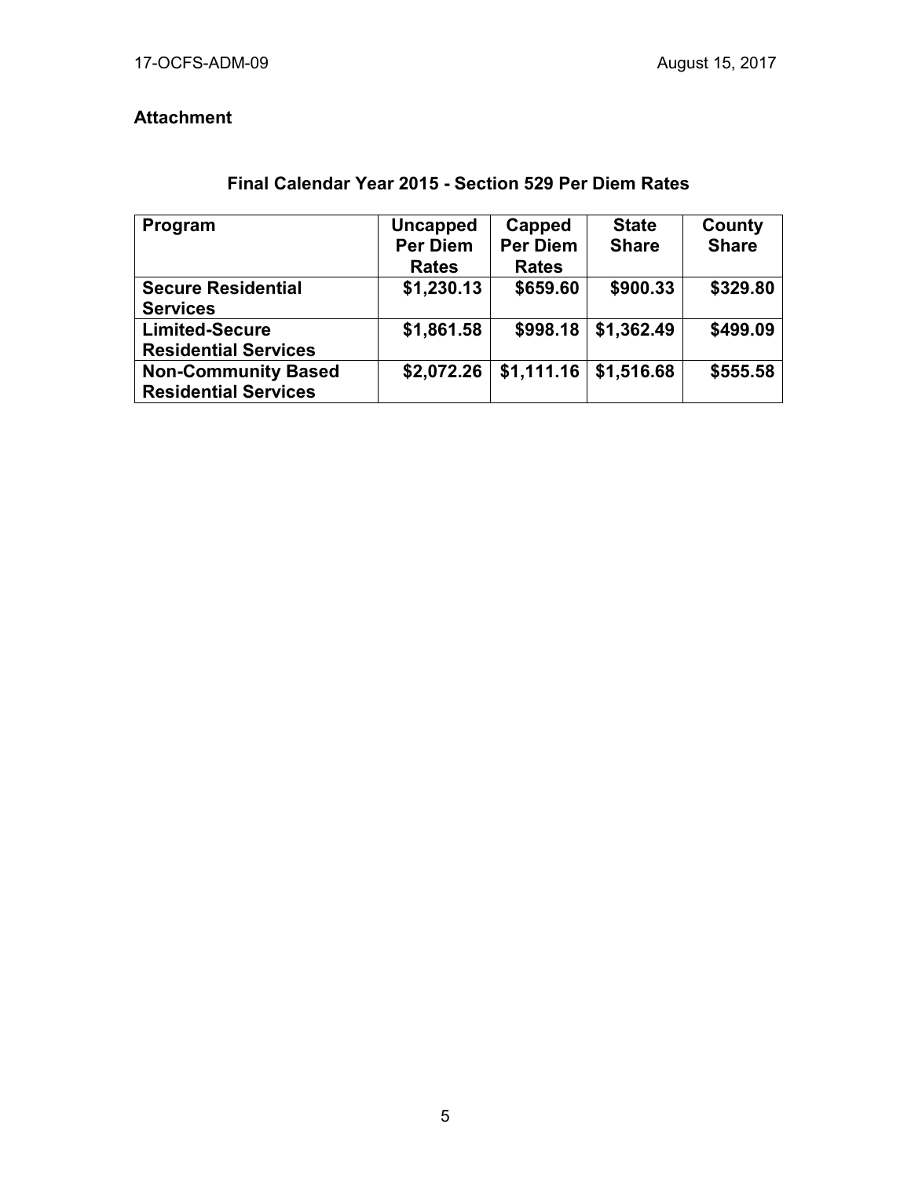**Attachment**

### Final Calendar Year 2015 - Section 529 Per Diem Rates

| Program | Uncapped Per Diem Rates | Capped Per Diem Rates | State Share | County Share |
|---|---|---|---|---|
| **Secure Residential Services** | **$1,230.13** | **$659.60** | **$900.33** | **$329.80** |
| **Limited-Secure Residential Services** | **$1,861.58** | **$998.18** | **$1,362.49** | **$499.09** |
| **Non-Community Based Residential Services** | **$2,072.26** | **$1,111.16** | **$1,516.68** | **$555.58** |